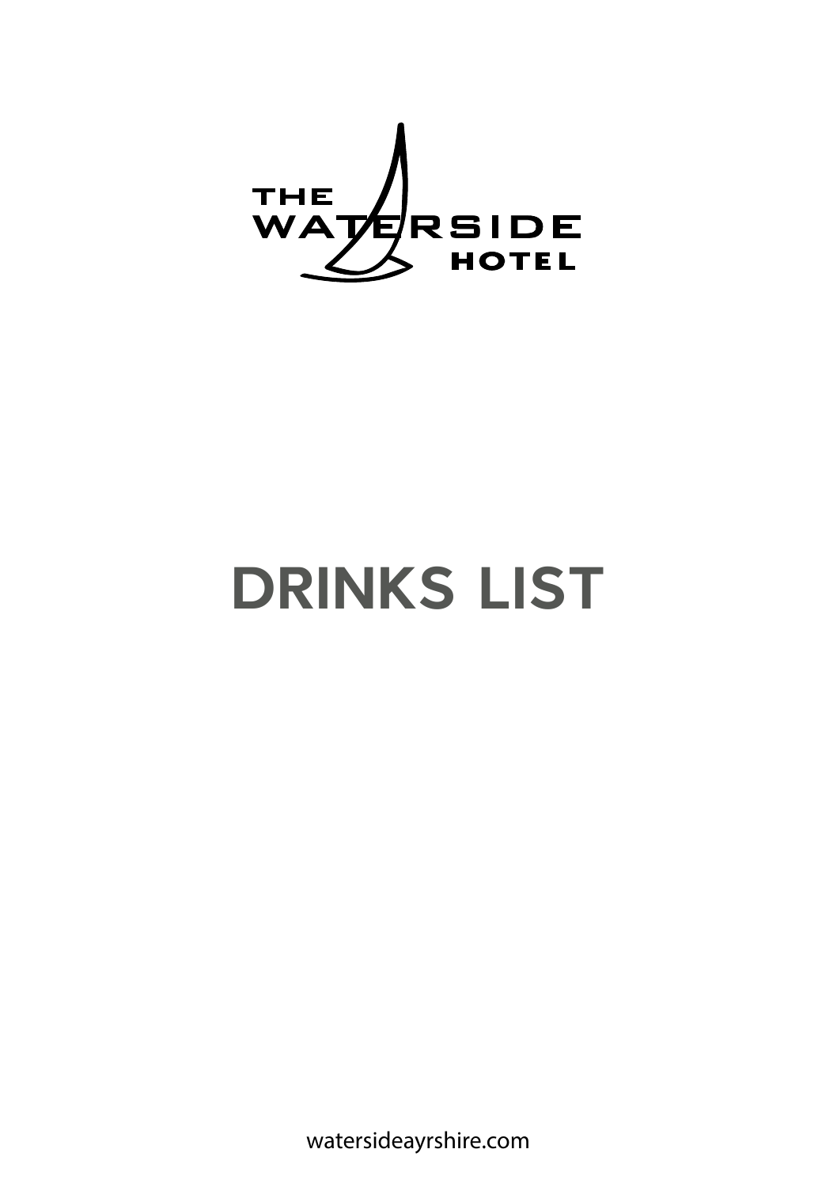THE WATERSIDE HOTEL

# DRINKS LIST

watersideayrshire.com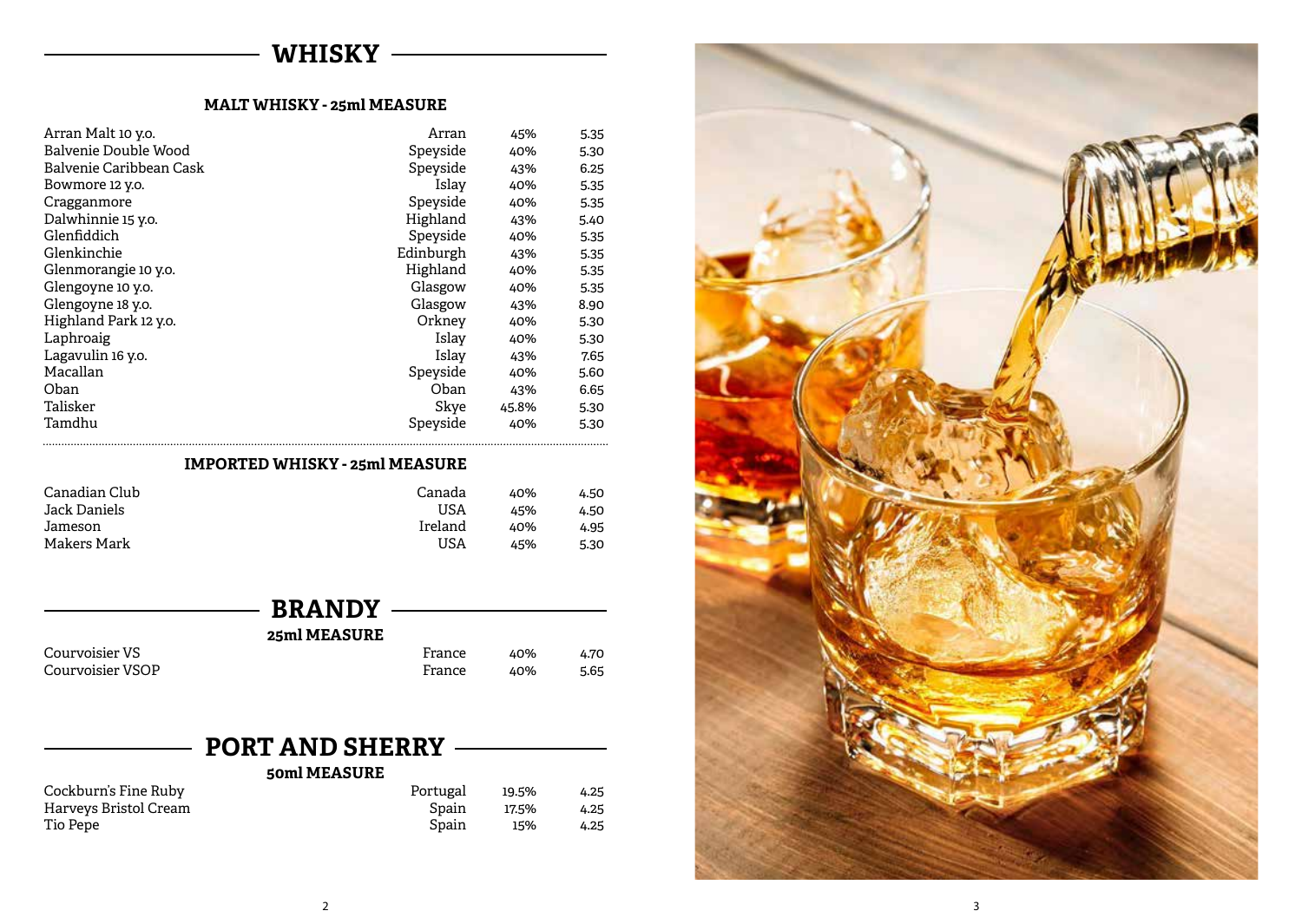## WHISKY

### MALT WHISKY - 25ml MEASURE

| | | | |
|---|---|---|---|
| Arran Malt 10 y.o. | Arran | 45% | 5.35 |
| Balvenie Double Wood | Speyside | 40% | 5.30 |
| Balvenie Caribbean Cask | Speyside | 43% | 6.25 |
| Bowmore 12 y.o. | Islay | 40% | 5.35 |
| Cragganmore | Speyside | 40% | 5.35 |
| Dalwhinnie 15 y.o. | Highland | 43% | 5.40 |
| Glenfiddich | Speyside | 40% | 5.35 |
| Glenkinchie | Edinburgh | 43% | 5.35 |
| Glenmorangie 10 y.o. | Highland | 40% | 5.35 |
| Glengoyne 10 y.o. | Glasgow | 40% | 5.35 |
| Glengoyne 18 y.o. | Glasgow | 43% | 8.90 |
| Highland Park 12 y.o. | Orkney | 40% | 5.30 |
| Laphroaig | Islay | 40% | 5.30 |
| Lagavulin 16 y.o. | Islay | 43% | 7.65 |
| Macallan | Speyside | 40% | 5.60 |
| Oban | Oban | 43% | 6.65 |
| Talisker | Skye | 45.8% | 5.30 |
| Tamdhu | Speyside | 40% | 5.30 |

### IMPORTED WHISKY - 25ml MEASURE

| | | | |
|---|---|---|---|
| Canadian Club | Canada | 40% | 4.50 |
| Jack Daniels | USA | 45% | 4.50 |
| Jameson | Ireland | 40% | 4.95 |
| Makers Mark | USA | 45% | 5.30 |

## BRANDY

### 25ml MEASURE

| | | | |
|---|---|---|---|
| Courvoisier VS | France | 40% | 4.70 |
| Courvoisier VSOP | France | 40% | 5.65 |

## PORT AND SHERRY

### 50ml MEASURE

| | | | |
|---|---|---|---|
| Cockburn's Fine Ruby | Portugal | 19.5% | 4.25 |
| Harveys Bristol Cream | Spain | 17.5% | 4.25 |
| Tio Pepe | Spain | 15% | 4.25 |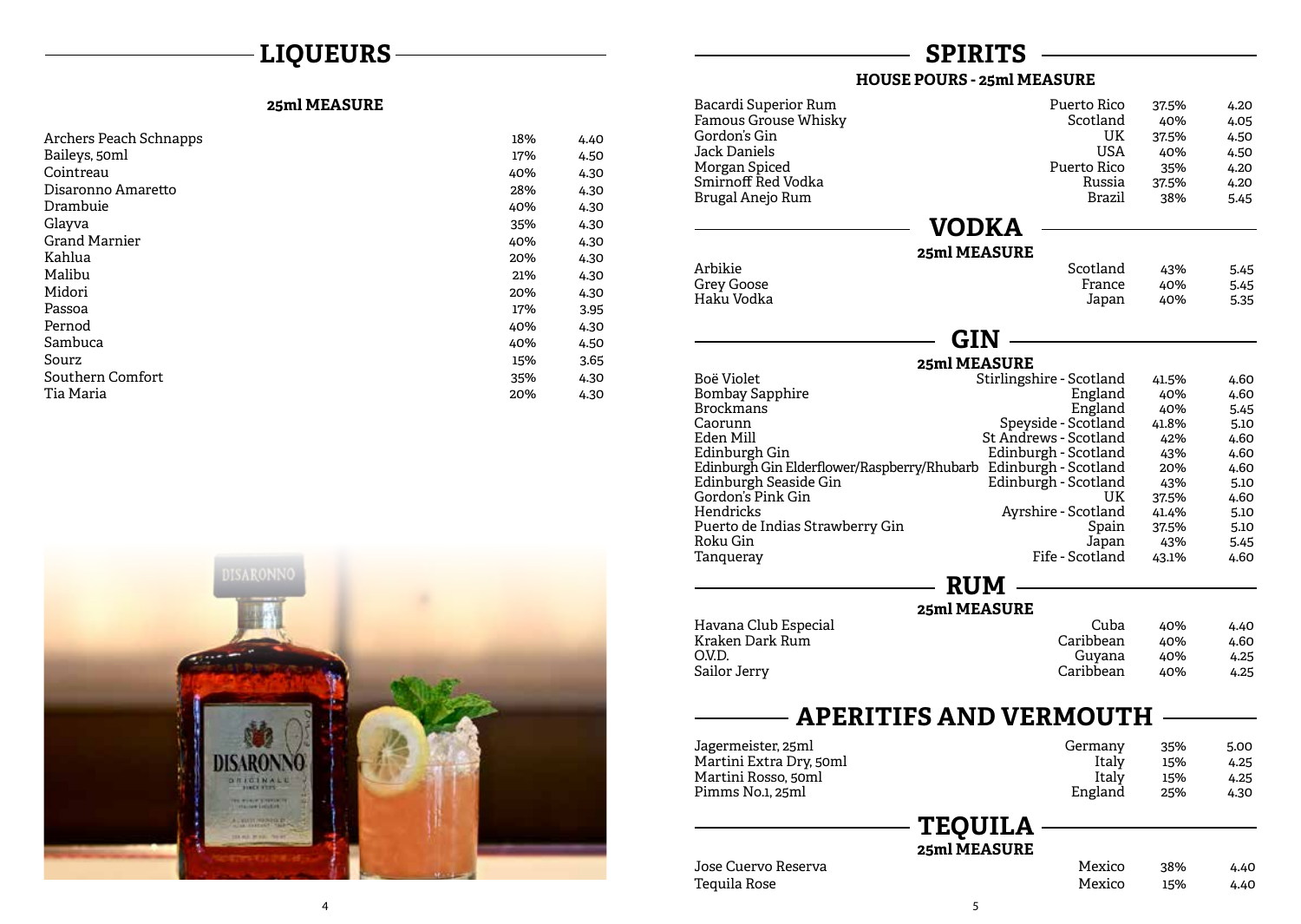## LIQUEURS

### 25ml MEASURE

| | | |
|---|---|---|
| Archers Peach Schnapps | 18% | 4.40 |
| Baileys, 50ml | 17% | 4.50 |
| Cointreau | 40% | 4.30 |
| Disaronno Amaretto | 28% | 4.30 |
| Drambuie | 40% | 4.30 |
| Glayva | 35% | 4.30 |
| Grand Marnier | 40% | 4.30 |
| Kahlua | 20% | 4.30 |
| Malibu | 21% | 4.30 |
| Midori | 20% | 4.30 |
| Passoa | 17% | 3.95 |
| Pernod | 40% | 4.30 |
| Sambuca | 40% | 4.50 |
| Sourz | 15% | 3.65 |
| Southern Comfort | 35% | 4.30 |
| Tia Maria | 20% | 4.30 |

## SPIRITS

### HOUSE POURS - 25ml MEASURE

| | | | |
|---|---|---|---|
| Bacardi Superior Rum | Puerto Rico | 37.5% | 4.20 |
| Famous Grouse Whisky | Scotland | 40% | 4.05 |
| Gordon's Gin | UK | 37.5% | 4.50 |
| Jack Daniels | USA | 40% | 4.50 |
| Morgan Spiced | Puerto Rico | 35% | 4.20 |
| Smirnoff Red Vodka | Russia | 37.5% | 4.20 |
| Brugal Anejo Rum | Brazil | 38% | 5.45 |

## VODKA

### 25ml MEASURE

| | | | |
|---|---|---|---|
| Arbikie | Scotland | 43% | 5.45 |
| Grey Goose | France | 40% | 5.45 |
| Haku Vodka | Japan | 40% | 5.35 |

## GIN

### 25ml MEASURE

| | | | |
|---|---|---|---|
| Boë Violet | Stirlingshire - Scotland | 41.5% | 4.60 |
| Bombay Sapphire | England | 40% | 4.60 |
| Brockmans | England | 40% | 5.45 |
| Caorunn | Speyside - Scotland | 41.8% | 5.10 |
| Eden Mill | St Andrews - Scotland | 42% | 4.60 |
| Edinburgh Gin | Edinburgh - Scotland | 43% | 4.60 |
| Edinburgh Gin Elderflower/Raspberry/Rhubarb | Edinburgh - Scotland | 20% | 4.60 |
| Edinburgh Seaside Gin | Edinburgh - Scotland | 43% | 5.10 |
| Gordon's Pink Gin | UK | 37.5% | 4.60 |
| Hendricks | Ayrshire - Scotland | 41.4% | 5.10 |
| Puerto de Indias Strawberry Gin | Spain | 37.5% | 5.10 |
| Roku Gin | Japan | 43% | 5.45 |
| Tanqueray | Fife - Scotland | 43.1% | 4.60 |

## RUM

### 25ml MEASURE

| | | | |
|---|---|---|---|
| Havana Club Especial | Cuba | 40% | 4.40 |
| Kraken Dark Rum | Caribbean | 40% | 4.60 |
| O.V.D. | Guyana | 40% | 4.25 |
| Sailor Jerry | Caribbean | 40% | 4.25 |

## APERITIFS AND VERMOUTH

| | | | |
|---|---|---|---|
| Jagermeister, 25ml | Germany | 35% | 5.00 |
| Martini Extra Dry, 50ml | Italy | 15% | 4.25 |
| Martini Rosso, 50ml | Italy | 15% | 4.25 |
| Pimms No.1, 25ml | England | 25% | 4.30 |

## TEQUILA

### 25ml MEASURE

| | | | |
|---|---|---|---|
| Jose Cuervo Reserva | Mexico | 38% | 4.40 |
| Tequila Rose | Mexico | 15% | 4.40 |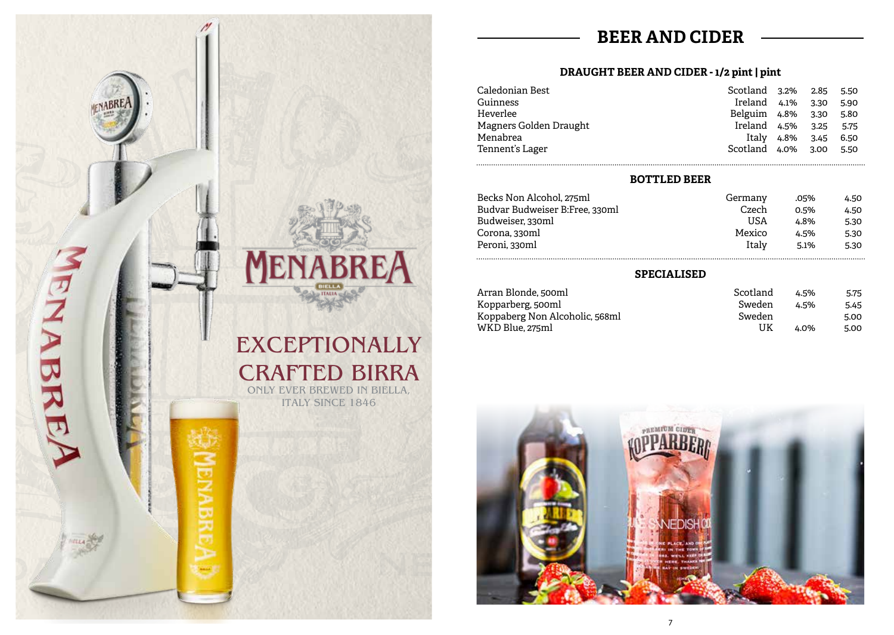EXCEPTIONALLY CRAFTED BIRRA

ONLY EVER BREWED IN BIELLA, ITALY SINCE 1846

# BEER AND CIDER

## DRAUGHT BEER AND CIDER - 1/2 pint | pint

| | | | | |
|---|---|---|---|---|
| Caledonian Best | Scotland | 3.2% | 2.85 | 5.50 |
| Guinness | Ireland | 4.1% | 3.30 | 5.90 |
| Heverlee | Belguim | 4.8% | 3.30 | 5.80 |
| Magners Golden Draught | Ireland | 4.5% | 3.25 | 5.75 |
| Menabrea | Italy | 4.8% | 3.45 | 6.50 |
| Tennent's Lager | Scotland | 4.0% | 3.00 | 5.50 |

## BOTTLED BEER

| | | | |
|---|---|---|---|
| Becks Non Alcohol, 275ml | Germany | .05% | 4.50 |
| Budvar Budweiser B:Free, 330ml | Czech | 0.5% | 4.50 |
| Budweiser, 330ml | USA | 4.8% | 5.30 |
| Corona, 330ml | Mexico | 4.5% | 5.30 |
| Peroni, 330ml | Italy | 5.1% | 5.30 |

## SPECIALISED

| | | | |
|---|---|---|---|
| Arran Blonde, 500ml | Scotland | 4.5% | 5.75 |
| Kopparberg, 500ml | Sweden | 4.5% | 5.45 |
| Koppaberg Non Alcoholic, 568ml | Sweden | | 5.00 |
| WKD Blue, 275ml | UK | 4.0% | 5.00 |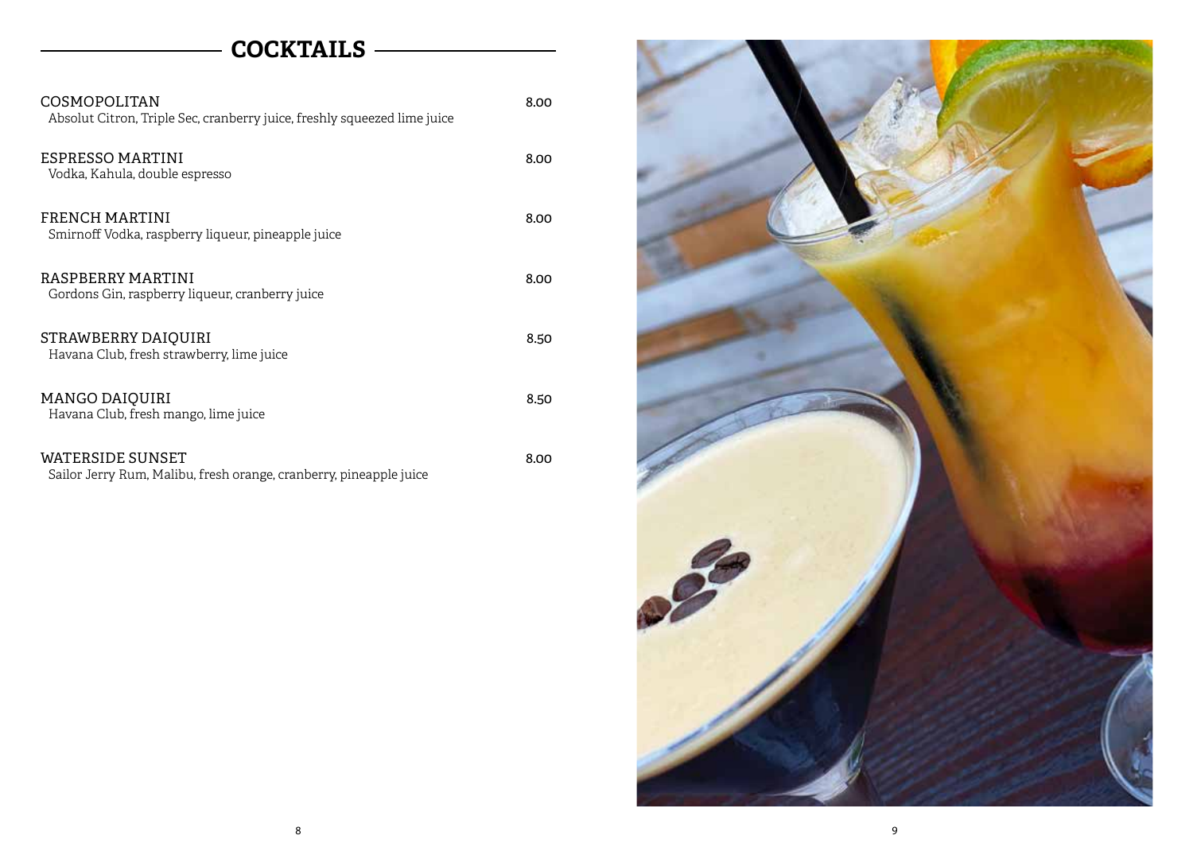## COCKTAILS

**COSMOPOLITAN** 8.00
Absolut Citron, Triple Sec, cranberry juice, freshly squeezed lime juice

**ESPRESSO MARTINI** 8.00
Vodka, Kahula, double espresso

**FRENCH MARTINI** 8.00
Smirnoff Vodka, raspberry liqueur, pineapple juice

**RASPBERRY MARTINI** 8.00
Gordons Gin, raspberry liqueur, cranberry juice

**STRAWBERRY DAIQUIRI** 8.50
Havana Club, fresh strawberry, lime juice

**MANGO DAIQUIRI** 8.50
Havana Club, fresh mango, lime juice

**WATERSIDE SUNSET** 8.00
Sailor Jerry Rum, Malibu, fresh orange, cranberry, pineapple juice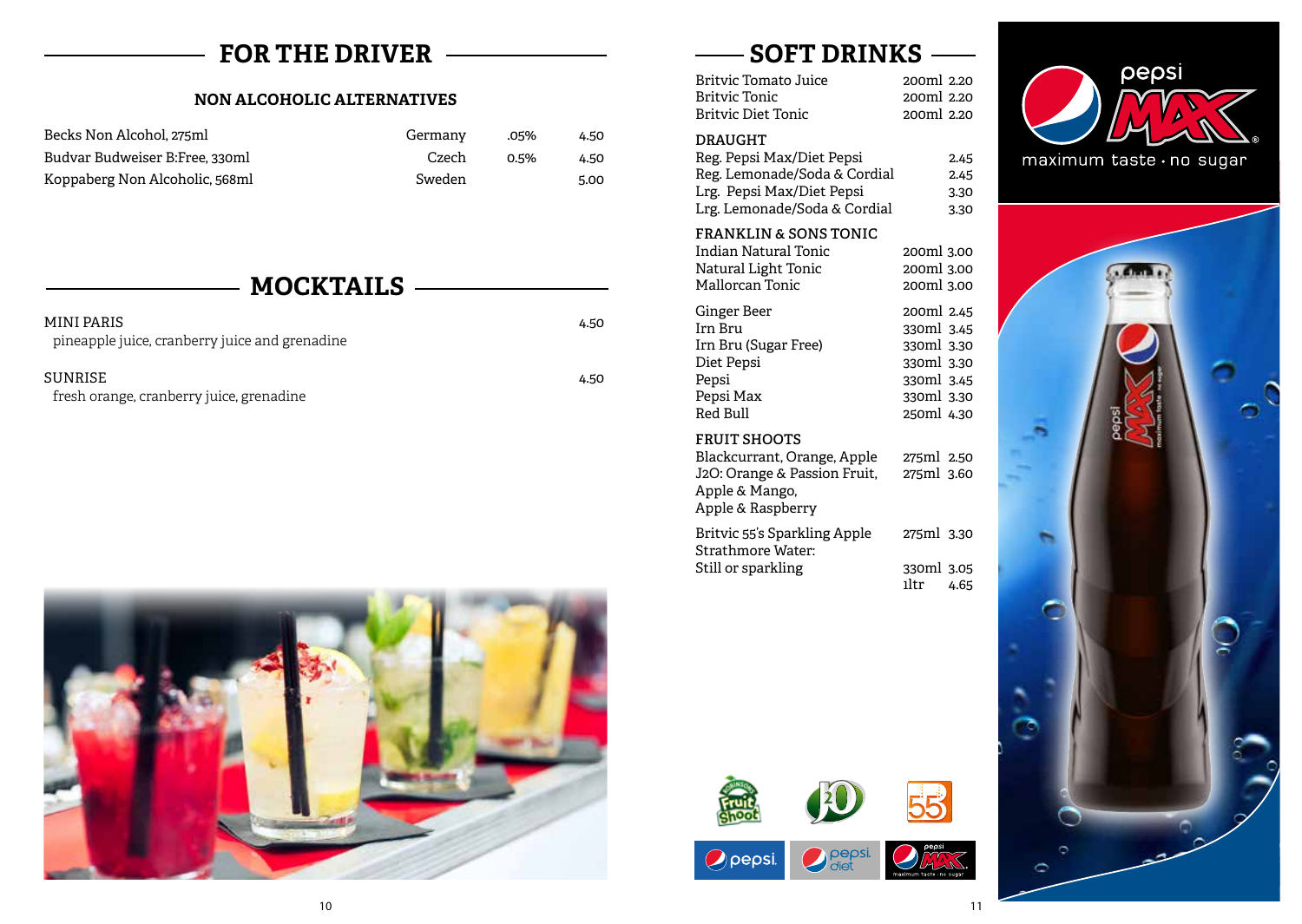## FOR THE DRIVER

### NON ALCOHOLIC ALTERNATIVES

| | | | |
|---|---|---|---|
| Becks Non Alcohol, 275ml | Germany | .05% | 4.50 |
| Budvar Budweiser B:Free, 330ml | Czech | 0.5% | 4.50 |
| Koppaberg Non Alcoholic, 568ml | Sweden | | 5.00 |

## MOCKTAILS

MINI PARIS — 4.50
pineapple juice, cranberry juice and grenadine

SUNRISE — 4.50
fresh orange, cranberry juice, grenadine

## SOFT DRINKS

| | | |
|---|---|---|
| Britvic Tomato Juice | 200ml | 2.20 |
| Britvic Tonic | 200ml | 2.20 |
| Britvic Diet Tonic | 200ml | 2.20 |

**DRAUGHT**

| | |
|---|---|
| Reg. Pepsi Max/Diet Pepsi | 2.45 |
| Reg. Lemonade/Soda & Cordial | 2.45 |
| Lrg. Pepsi Max/Diet Pepsi | 3.30 |
| Lrg. Lemonade/Soda & Cordial | 3.30 |

**FRANKLIN & SONS TONIC**

| | | |
|---|---|---|
| Indian Natural Tonic | 200ml | 3.00 |
| Natural Light Tonic | 200ml | 3.00 |
| Mallorcan Tonic | 200ml | 3.00 |

| | | |
|---|---|---|
| Ginger Beer | 200ml | 2.45 |
| Irn Bru | 330ml | 3.45 |
| Irn Bru (Sugar Free) | 330ml | 3.30 |
| Diet Pepsi | 330ml | 3.30 |
| Pepsi | 330ml | 3.45 |
| Pepsi Max | 330ml | 3.30 |
| Red Bull | 250ml | 4.30 |

**FRUIT SHOOTS**

| | | |
|---|---|---|
| Blackcurrant, Orange, Apple | 275ml | 2.50 |
| J2O: Orange & Passion Fruit, Apple & Mango, Apple & Raspberry | 275ml | 3.60 |

| | | |
|---|---|---|
| Britvic 55's Sparkling Apple | 275ml | 3.30 |
| Strathmore Water: Still or sparkling | 330ml | 3.05 |
| | 1ltr | 4.65 |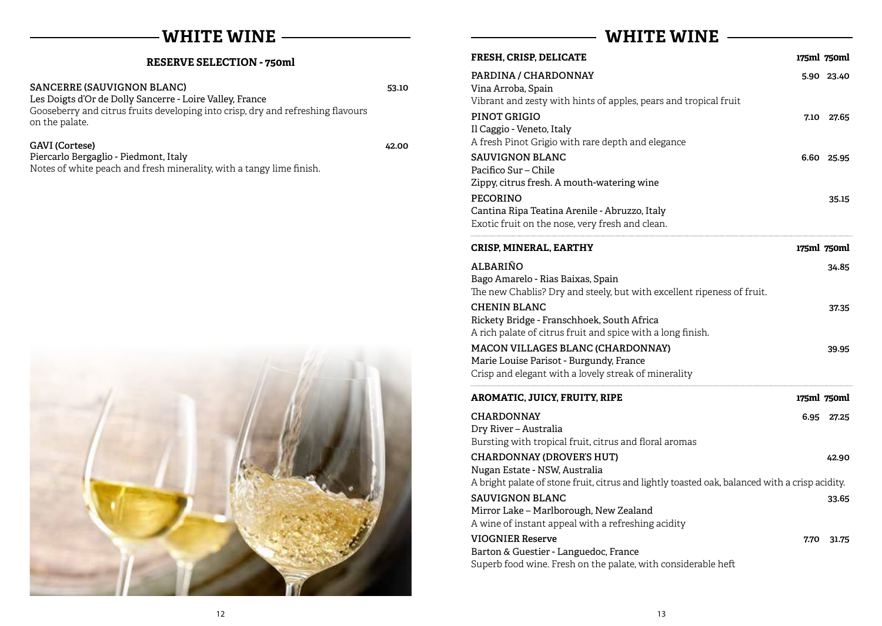# WHITE WINE

## RESERVE SELECTION - 750ml

**SANCERRE (SAUVIGNON BLANC)** — 53.10
Les Doigts d'Or de Dolly Sancerre - Loire Valley, France
Gooseberry and citrus fruits developing into crisp, dry and refreshing flavours on the palate.

**GAVI (Cortese)** — 42.00
Piercarlo Bergaglio - Piedmont, Italy
Notes of white peach and fresh minerality, with a tangy lime finish.

# WHITE WINE

## FRESH, CRISP, DELICATE

| | 175ml | 750ml |
|---|---|---|
| **PARDINA / CHARDONNAY**<br>Vina Arroba, Spain<br>Vibrant and zesty with hints of apples, pears and tropical fruit | 5.90 | 23.40 |
| **PINOT GRIGIO**<br>Il Caggio - Veneto, Italy<br>A fresh Pinot Grigio with rare depth and elegance | 7.10 | 27.65 |
| **SAUVIGNON BLANC**<br>Pacifico Sur – Chile<br>Zippy, citrus fresh. A mouth-watering wine | 6.60 | 25.95 |
| **PECORINO**<br>Cantina Ripa Teatina Arenile - Abruzzo, Italy<br>Exotic fruit on the nose, very fresh and clean. | | 35.15 |

## CRISP, MINERAL, EARTHY

| | 175ml | 750ml |
|---|---|---|
| **ALBARIÑO**<br>Bago Amarelo - Rias Baixas, Spain<br>The new Chablis? Dry and steely, but with excellent ripeness of fruit. | | 34.85 |
| **CHENIN BLANC**<br>Rickety Bridge - Franschhoek, South Africa<br>A rich palate of citrus fruit and spice with a long finish. | | 37.35 |
| **MACON VILLAGES BLANC (CHARDONNAY)**<br>Marie Louise Parisot - Burgundy, France<br>Crisp and elegant with a lovely streak of minerality | | 39.95 |

## AROMATIC, JUICY, FRUITY, RIPE

| | 175ml | 750ml |
|---|---|---|
| **CHARDONNAY**<br>Dry River – Australia<br>Bursting with tropical fruit, citrus and floral aromas | 6.95 | 27.25 |
| **CHARDONNAY (DROVER'S HUT)**<br>Nugan Estate - NSW, Australia<br>A bright palate of stone fruit, citrus and lightly toasted oak, balanced with a crisp acidity. | | 42.90 |
| **SAUVIGNON BLANC**<br>Mirror Lake – Marlborough, New Zealand<br>A wine of instant appeal with a refreshing acidity | | 33.65 |
| **VIOGNIER Reserve**<br>Barton & Guestier - Languedoc, France<br>Superb food wine. Fresh on the palate, with considerable heft | 7.70 | 31.75 |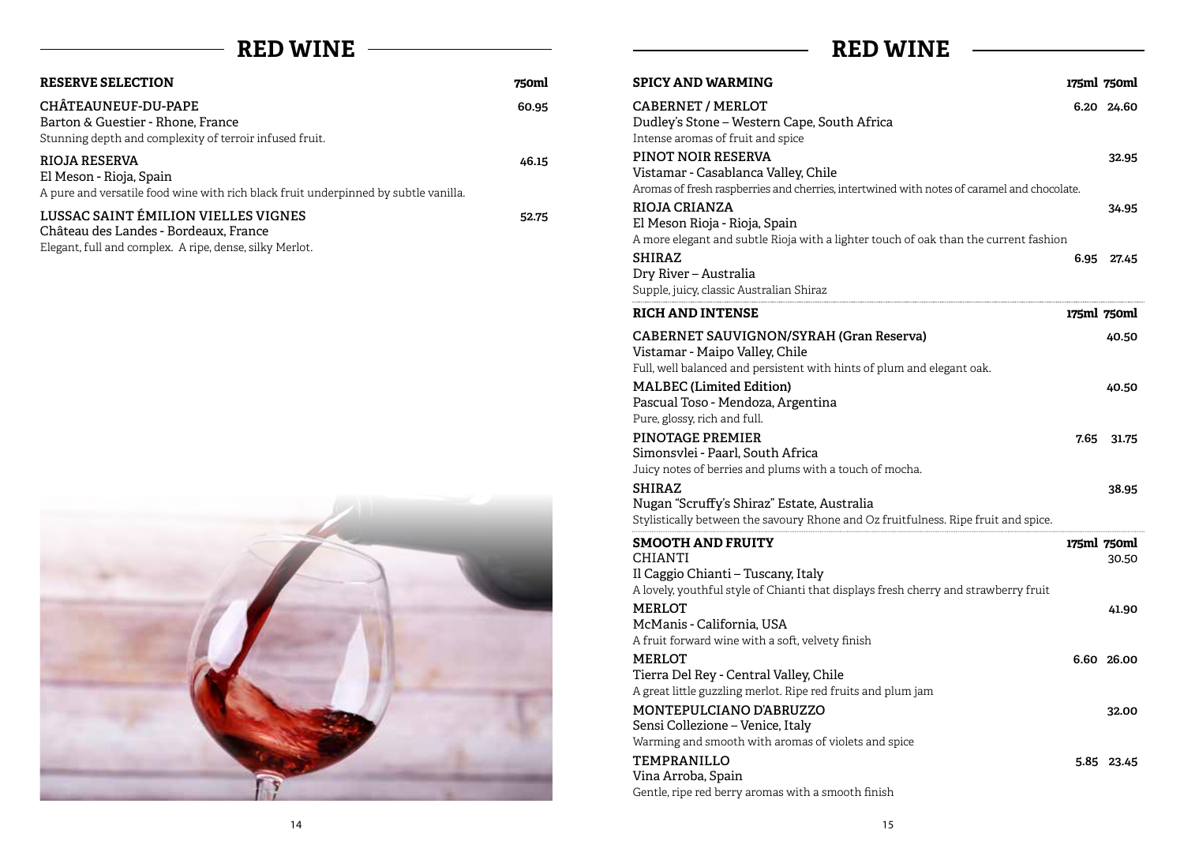# RED WINE

## RESERVE SELECTION

| RESERVE SELECTION | 750ml |
| --- | --- |
| **CHÂTEAUNEUF-DU-PAPE**<br>Barton & Guestier - Rhone, France<br>Stunning depth and complexity of terroir infused fruit. | 60.95 |
| **RIOJA RESERVA**<br>El Meson - Rioja, Spain<br>A pure and versatile food wine with rich black fruit underpinned by subtle vanilla. | 46.15 |
| **LUSSAC SAINT ÉMILION VIELLES VIGNES**<br>Château des Landes - Bordeaux, France<br>Elegant, full and complex. A ripe, dense, silky Merlot. | 52.75 |

# RED WINE

## SPICY AND WARMING

| SPICY AND WARMING | 175ml | 750ml |
| --- | --- | --- |
| **CABERNET / MERLOT**<br>Dudley's Stone – Western Cape, South Africa<br>Intense aromas of fruit and spice | 6.20 | 24.60 |
| **PINOT NOIR RESERVA**<br>Vistamar - Casablanca Valley, Chile<br>Aromas of fresh raspberries and cherries, intertwined with notes of caramel and chocolate. | | 32.95 |
| **RIOJA CRIANZA**<br>El Meson Rioja - Rioja, Spain<br>A more elegant and subtle Rioja with a lighter touch of oak than the current fashion | | 34.95 |
| **SHIRAZ**<br>Dry River – Australia<br>Supple, juicy, classic Australian Shiraz | 6.95 | 27.45 |

## RICH AND INTENSE

| RICH AND INTENSE | 175ml | 750ml |
| --- | --- | --- |
| **CABERNET SAUVIGNON/SYRAH (Gran Reserva)**<br>Vistamar - Maipo Valley, Chile<br>Full, well balanced and persistent with hints of plum and elegant oak. | | 40.50 |
| **MALBEC (Limited Edition)**<br>Pascual Toso - Mendoza, Argentina<br>Pure, glossy, rich and full. | | 40.50 |
| **PINOTAGE PREMIER**<br>Simonsvlei - Paarl, South Africa<br>Juicy notes of berries and plums with a touch of mocha. | 7.65 | 31.75 |
| **SHIRAZ**<br>Nugan "Scruffy's Shiraz" Estate, Australia<br>Stylistically between the savoury Rhone and Oz fruitfulness. Ripe fruit and spice. | | 38.95 |

## SMOOTH AND FRUITY

| SMOOTH AND FRUITY | 175ml | 750ml |
| --- | --- | --- |
| **CHIANTI**<br>Il Caggio Chianti – Tuscany, Italy<br>A lovely, youthful style of Chianti that displays fresh cherry and strawberry fruit | | 30.50 |
| **MERLOT**<br>McManis - California, USA<br>A fruit forward wine with a soft, velvety finish | | 41.90 |
| **MERLOT**<br>Tierra Del Rey - Central Valley, Chile<br>A great little guzzling merlot. Ripe red fruits and plum jam | 6.60 | 26.00 |
| **MONTEPULCIANO D'ABRUZZO**<br>Sensi Collezione – Venice, Italy<br>Warming and smooth with aromas of violets and spice | | 32.00 |
| **TEMPRANILLO**<br>Vina Arroba, Spain<br>Gentle, ripe red berry aromas with a smooth finish | 5.85 | 23.45 |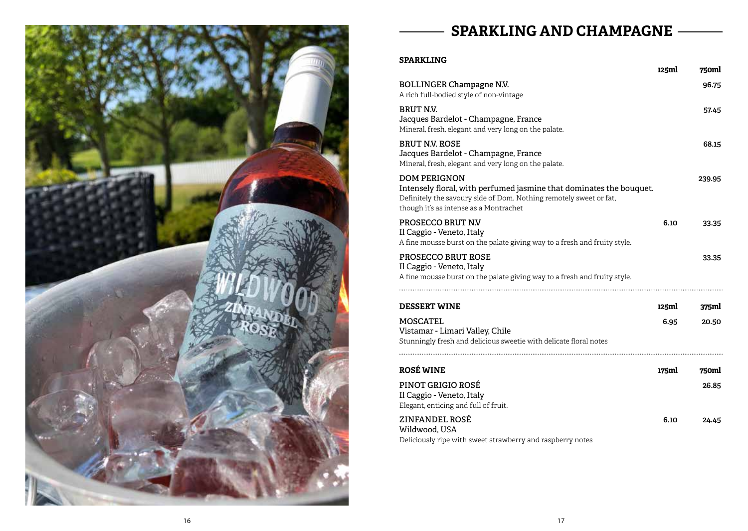## SPARKLING AND CHAMPAGNE

### SPARKLING

| | 125ml | 750ml |
|---|---|---|
| **BOLLINGER Champagne N.V.**<br>A rich full-bodied style of non-vintage | | 96.75 |
| **BRUT N.V.**<br>Jacques Bardelot - Champagne, France<br>Mineral, fresh, elegant and very long on the palate. | | 57.45 |
| **BRUT N.V. ROSE**<br>Jacques Bardelot - Champagne, France<br>Mineral, fresh, elegant and very long on the palate. | | 68.15 |
| **DOM PERIGNON**<br>Intensely floral, with perfumed jasmine that dominates the bouquet.<br>Definitely the savoury side of Dom. Nothing remotely sweet or fat, though it's as intense as a Montrachet | | 239.95 |
| **PROSECCO BRUT N.V**<br>Il Caggio - Veneto, Italy<br>A fine mousse burst on the palate giving way to a fresh and fruity style. | 6.10 | 33.35 |
| **PROSECCO BRUT ROSE**<br>Il Caggio - Veneto, Italy<br>A fine mousse burst on the palate giving way to a fresh and fruity style. | | 33.35 |

### DESSERT WINE

| | 125ml | 375ml |
|---|---|---|
| **MOSCATEL**<br>Vistamar - Limari Valley, Chile<br>Stunningly fresh and delicious sweetie with delicate floral notes | 6.95 | 20.50 |

### ROSÉ WINE

| | 175ml | 750ml |
|---|---|---|
| **PINOT GRIGIO ROSÉ**<br>Il Caggio - Veneto, Italy<br>Elegant, enticing and full of fruit. | | 26.85 |
| **ZINFANDEL ROSÉ**<br>Wildwood, USA<br>Deliciously ripe with sweet strawberry and raspberry notes | 6.10 | 24.45 |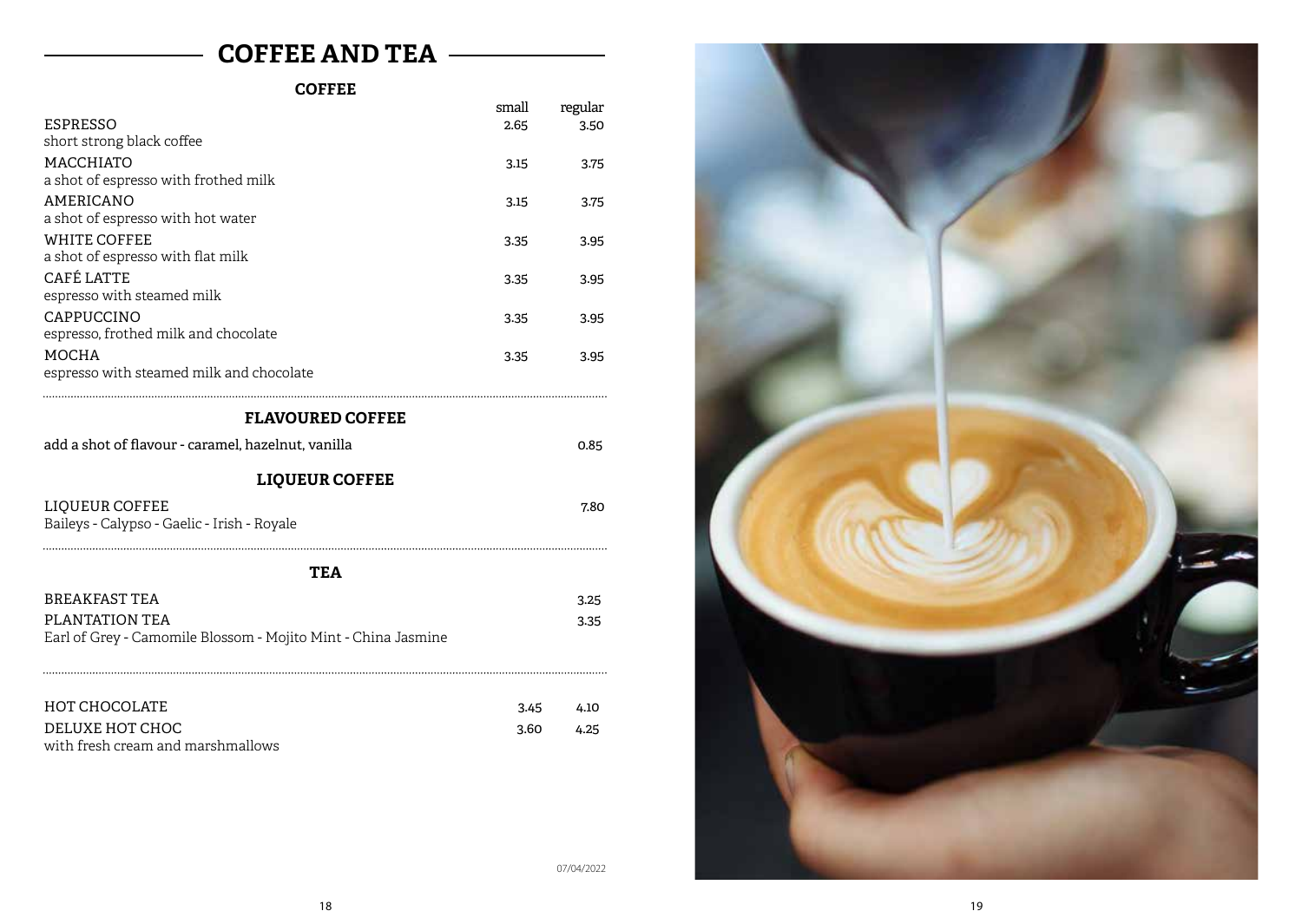# COFFEE AND TEA

## COFFEE

| | small | regular |
|---|---|---|
| ESPRESSO<br>short strong black coffee | 2.65 | 3.50 |
| MACCHIATO<br>a shot of espresso with frothed milk | 3.15 | 3.75 |
| AMERICANO<br>a shot of espresso with hot water | 3.15 | 3.75 |
| WHITE COFFEE<br>a shot of espresso with flat milk | 3.35 | 3.95 |
| CAFÉ LATTE<br>espresso with steamed milk | 3.35 | 3.95 |
| CAPPUCCINO<br>espresso, frothed milk and chocolate | 3.35 | 3.95 |
| MOCHA<br>espresso with steamed milk and chocolate | 3.35 | 3.95 |

## FLAVOURED COFFEE

add a shot of flavour - caramel, hazelnut, vanilla — 0.85

## LIQUEUR COFFEE

LIQUEUR COFFEE — 7.80
Baileys - Calypso - Gaelic - Irish - Royale

## TEA

BREAKFAST TEA — 3.25

PLANTATION TEA — 3.35
Earl of Grey - Camomile Blossom - Mojito Mint - China Jasmine

| | small | regular |
|---|---|---|
| HOT CHOCOLATE | 3.45 | 4.10 |
| DELUXE HOT CHOC<br>with fresh cream and marshmallows | 3.60 | 4.25 |

07/04/2022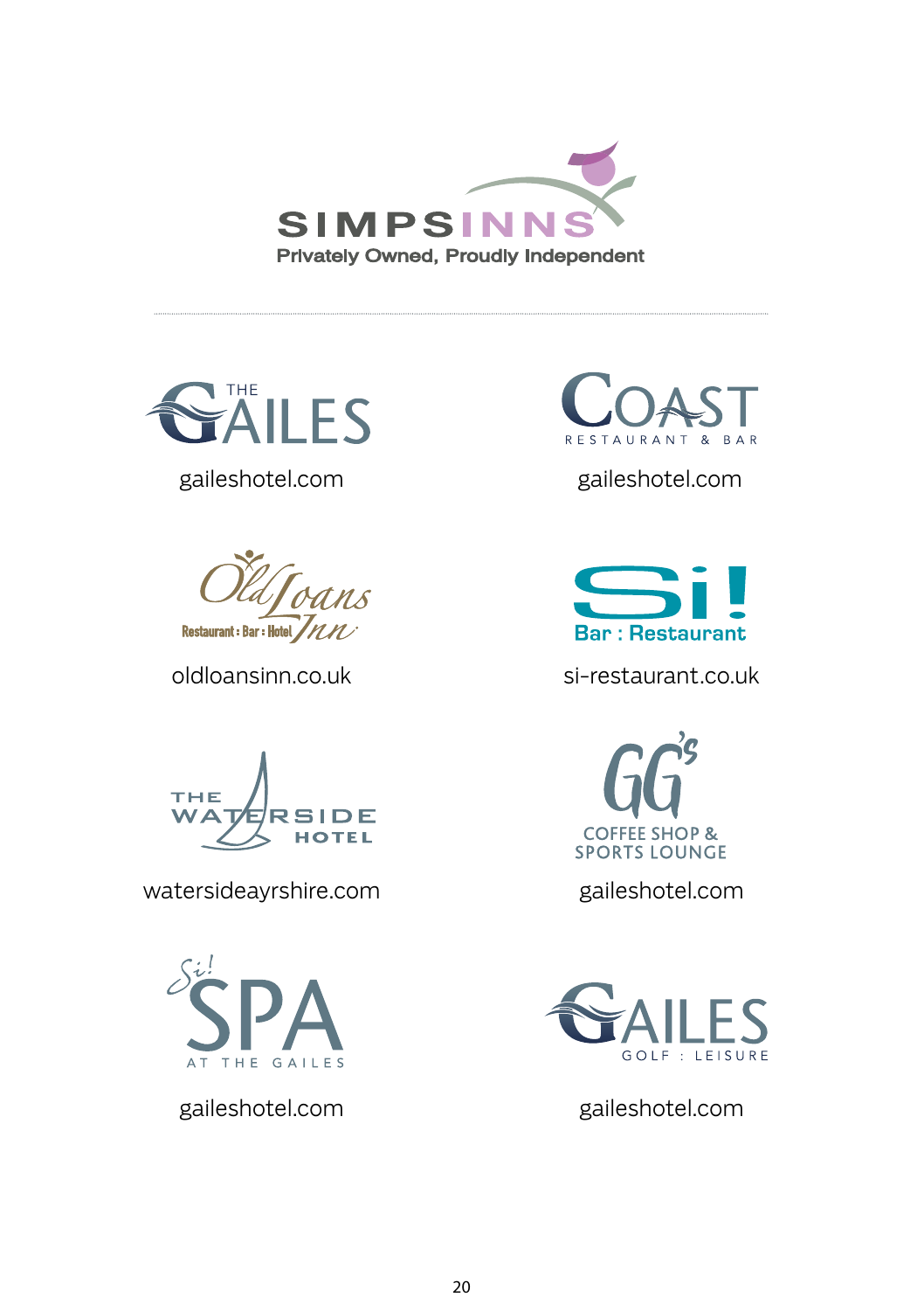SIMPSINNS

Privately Owned, Proudly Independent

THE GAILES

gaileshotel.com

COAST RESTAURANT & BAR

gaileshotel.com

Old Loans Inn Restaurant : Bar : Hotel

oldloansinn.co.uk

Si! Bar : Restaurant

si-restaurant.co.uk

THE WATERSIDE HOTEL

watersideayrshire.com

GG's COFFEE SHOP & SPORTS LOUNGE

gaileshotel.com

Si! SPA AT THE GAILES

gaileshotel.com

GAILES GOLF : LEISURE

gaileshotel.com